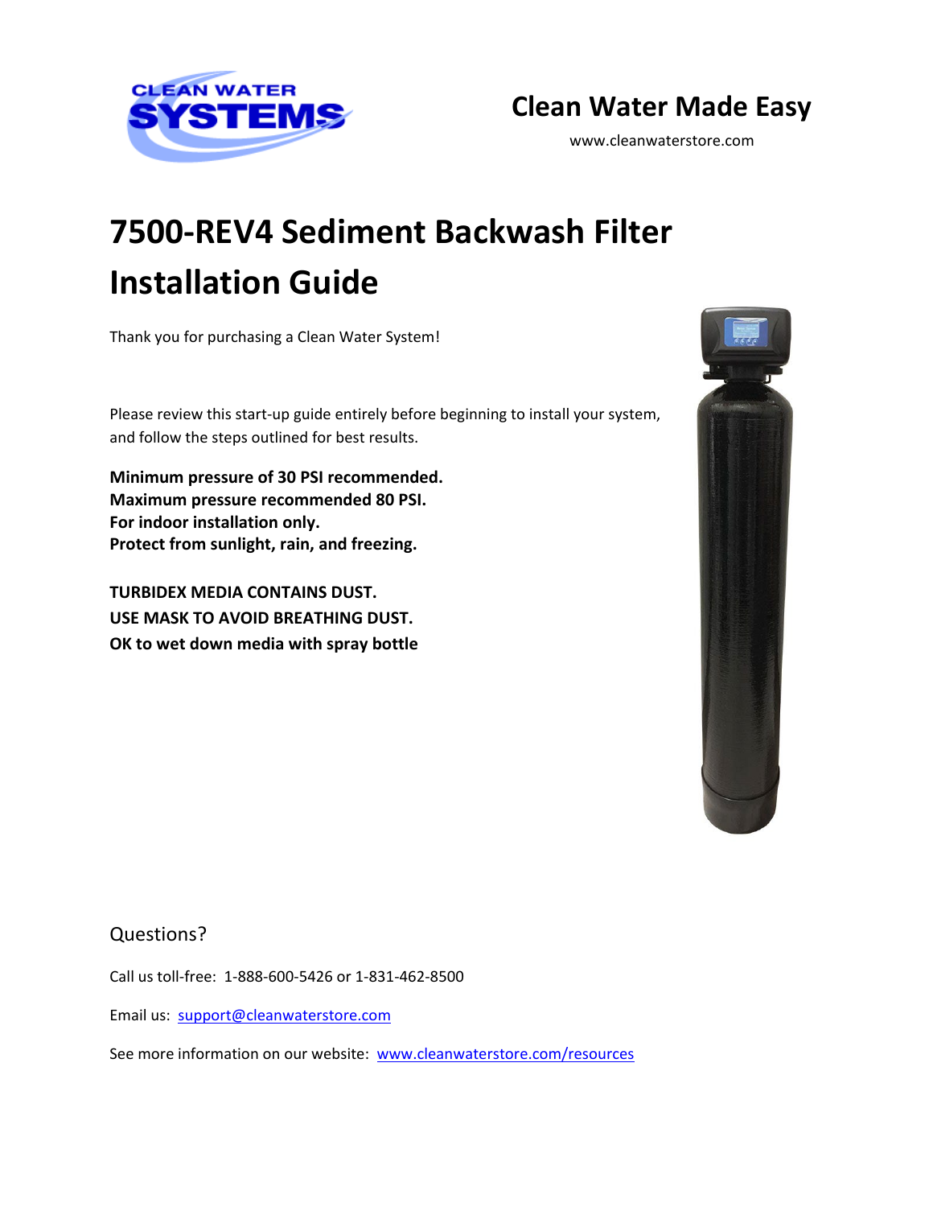CLEAN WATER SYSTEMS

**Clean Water Made Easy**

www.cleanwaterstore.com

# 7500-REV4 Sediment Backwash Filter Installation Guide

Thank you for purchasing a Clean Water System!

Please review this start-up guide entirely before beginning to install your system, and follow the steps outlined for best results.

**Minimum pressure of 30 PSI recommended.**
**Maximum pressure recommended 80 PSI.**
**For indoor installation only.**
**Protect from sunlight, rain, and freezing.**

**TURBIDEX MEDIA CONTAINS DUST.**
**USE MASK TO AVOID BREATHING DUST.**
**OK to wet down media with spray bottle**

## Questions?

Call us toll-free: 1-888-600-5426 or 1-831-462-8500

Email us: [support@cleanwaterstore.com](mailto:support@cleanwaterstore.com)

See more information on our website: [www.cleanwaterstore.com/resources](http://www.cleanwaterstore.com/resources)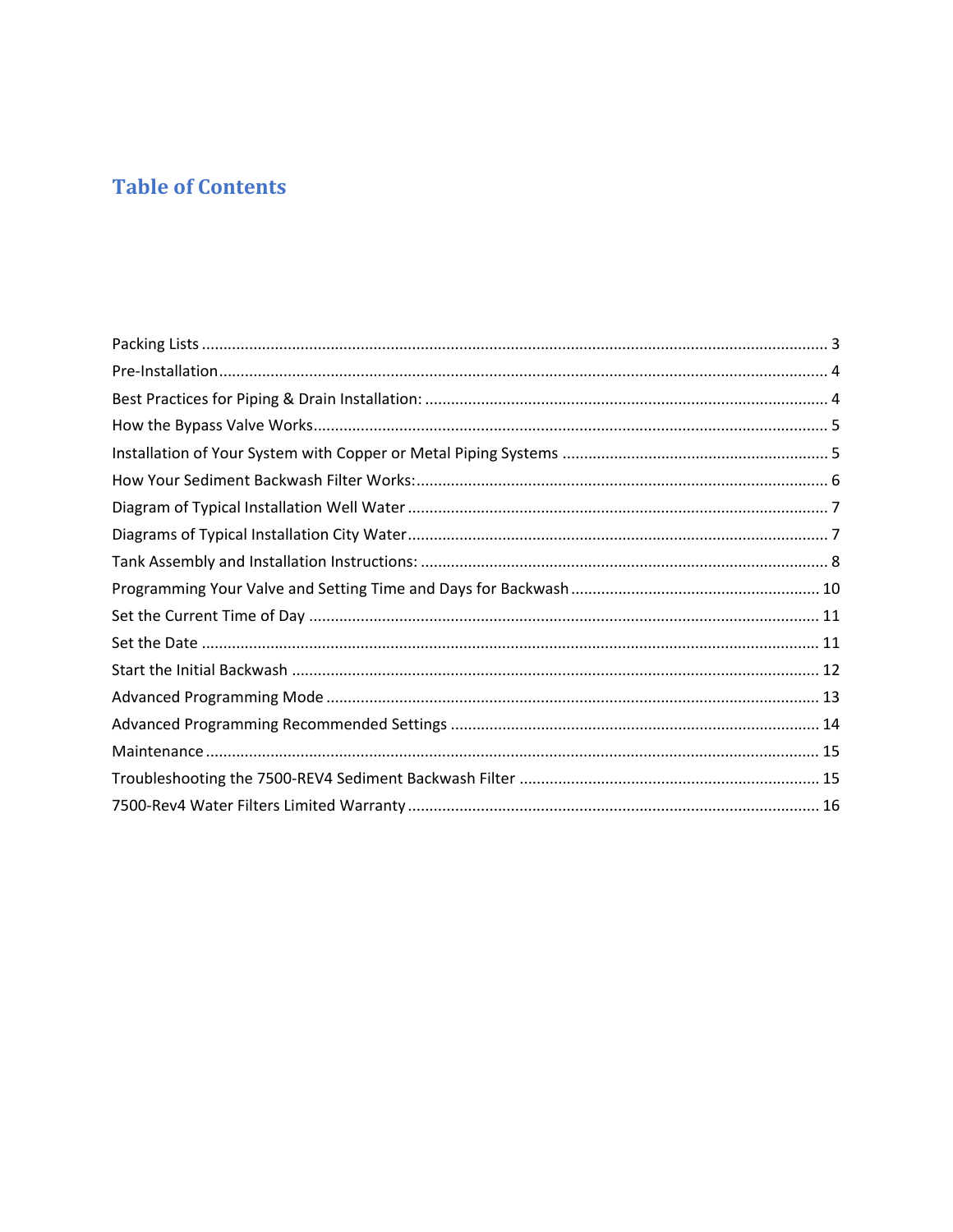# Table of Contents

Packing Lists ................................................................................................................................ 3
Pre-Installation ............................................................................................................................. 4
Best Practices for Piping & Drain Installation: ............................................................................. 4
How the Bypass Valve Works ....................................................................................................... 5
Installation of Your System with Copper or Metal Piping Systems .............................................. 5
How Your Sediment Backwash Filter Works: ............................................................................... 6
Diagram of Typical Installation Well Water .................................................................................. 7
Diagrams of Typical Installation City Water .................................................................................. 7
Tank Assembly and Installation Instructions: ............................................................................... 8
Programming Your Valve and Setting Time and Days for Backwash .......................................... 10
Set the Current Time of Day ....................................................................................................... 11
Set the Date ................................................................................................................................ 11
Start the Initial Backwash ........................................................................................................... 12
Advanced Programming Mode ................................................................................................... 13
Advanced Programming Recommended Settings ...................................................................... 14
Maintenance ............................................................................................................................... 15
Troubleshooting the 7500-REV4 Sediment Backwash Filter ....................................................... 15
7500-Rev4 Water Filters Limited Warranty ................................................................................ 16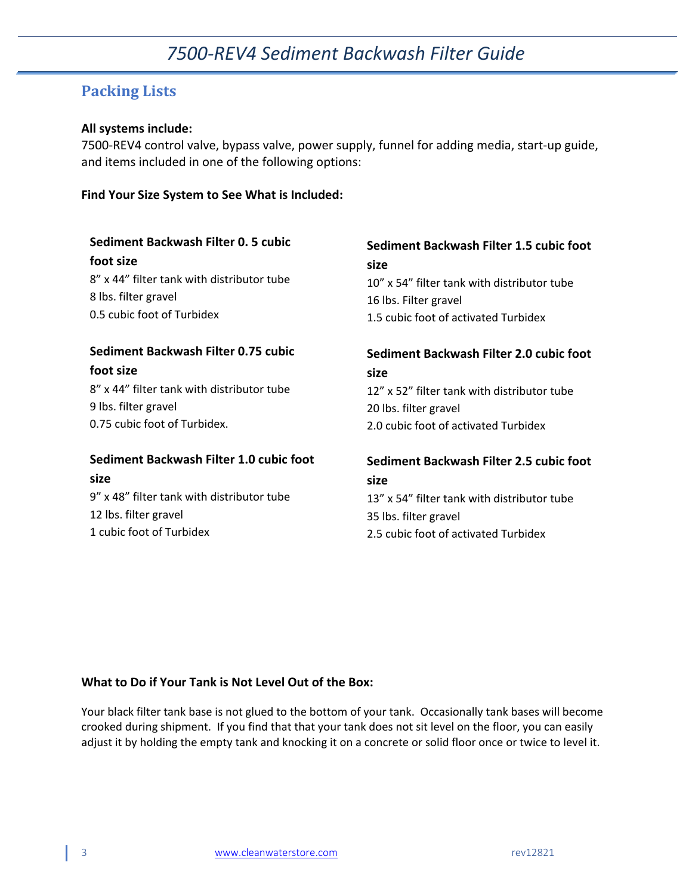## Packing Lists

**All systems include:**
7500-REV4 control valve, bypass valve, power supply, funnel for adding media, start-up guide, and items included in one of the following options:

**Find Your Size System to See What is Included:**

**Sediment Backwash Filter 0. 5 cubic foot size**
8" x 44" filter tank with distributor tube
8 lbs. filter gravel
0.5 cubic foot of Turbidex

**Sediment Backwash Filter 0.75 cubic foot size**
8" x 44" filter tank with distributor tube
9 lbs. filter gravel
0.75 cubic foot of Turbidex.

**Sediment Backwash Filter 1.0 cubic foot size**
9" x 48" filter tank with distributor tube
12 lbs. filter gravel
1 cubic foot of Turbidex

**Sediment Backwash Filter 1.5 cubic foot size**
10" x 54" filter tank with distributor tube
16 lbs. Filter gravel
1.5 cubic foot of activated Turbidex

**Sediment Backwash Filter 2.0 cubic foot size**
12" x 52" filter tank with distributor tube
20 lbs. filter gravel
2.0 cubic foot of activated Turbidex

**Sediment Backwash Filter 2.5 cubic foot size**
13" x 54" filter tank with distributor tube
35 lbs. filter gravel
2.5 cubic foot of activated Turbidex

**What to Do if Your Tank is Not Level Out of the Box:**

Your black filter tank base is not glued to the bottom of your tank. Occasionally tank bases will become crooked during shipment. If you find that that your tank does not sit level on the floor, you can easily adjust it by holding the empty tank and knocking it on a concrete or solid floor once or twice to level it.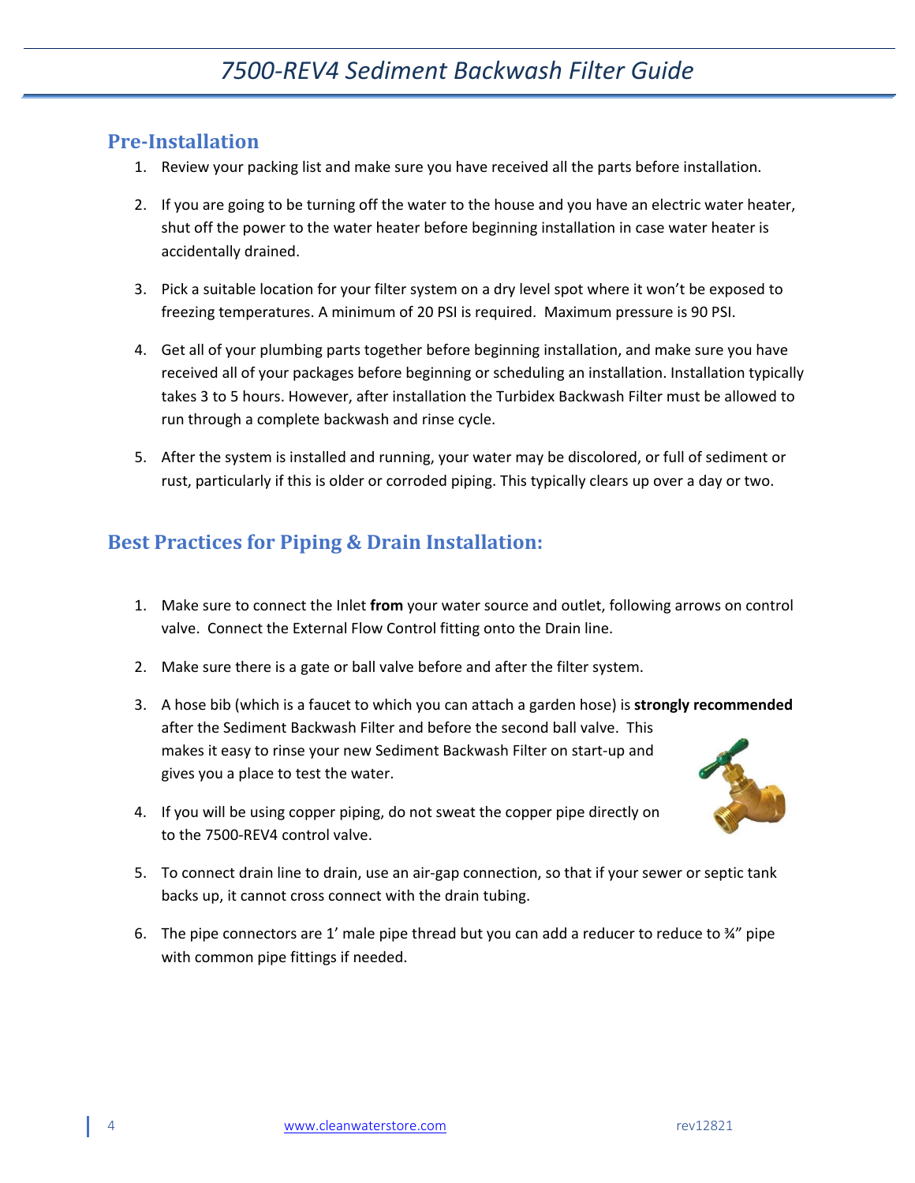## Pre-Installation

1. Review your packing list and make sure you have received all the parts before installation.
2. If you are going to be turning off the water to the house and you have an electric water heater, shut off the power to the water heater before beginning installation in case water heater is accidentally drained.
3. Pick a suitable location for your filter system on a dry level spot where it won't be exposed to freezing temperatures. A minimum of 20 PSI is required. Maximum pressure is 90 PSI.
4. Get all of your plumbing parts together before beginning installation, and make sure you have received all of your packages before beginning or scheduling an installation. Installation typically takes 3 to 5 hours. However, after installation the Turbidex Backwash Filter must be allowed to run through a complete backwash and rinse cycle.
5. After the system is installed and running, your water may be discolored, or full of sediment or rust, particularly if this is older or corroded piping. This typically clears up over a day or two.

## Best Practices for Piping & Drain Installation:

1. Make sure to connect the Inlet **from** your water source and outlet, following arrows on control valve. Connect the External Flow Control fitting onto the Drain line.
2. Make sure there is a gate or ball valve before and after the filter system.
3. A hose bib (which is a faucet to which you can attach a garden hose) is **strongly recommended** after the Sediment Backwash Filter and before the second ball valve. This makes it easy to rinse your new Sediment Backwash Filter on start-up and gives you a place to test the water.
4. If you will be using copper piping, do not sweat the copper pipe directly on to the 7500-REV4 control valve.
5. To connect drain line to drain, use an air-gap connection, so that if your sewer or septic tank backs up, it cannot cross connect with the drain tubing.
6. The pipe connectors are 1' male pipe thread but you can add a reducer to reduce to ¾" pipe with common pipe fittings if needed.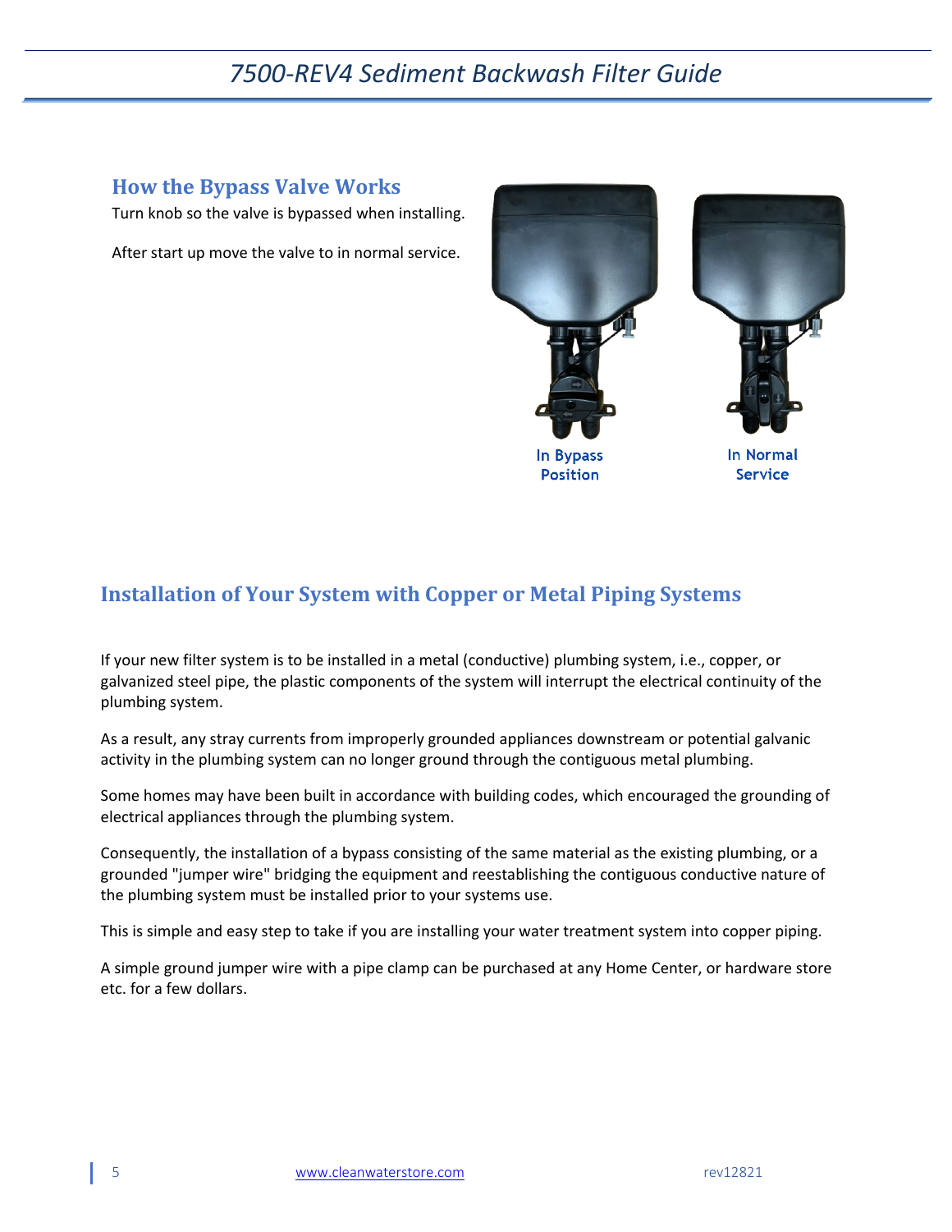## How the Bypass Valve Works

Turn knob so the valve is bypassed when installing.

After start up move the valve to in normal service.

In Bypass Position

In Normal Service

## Installation of Your System with Copper or Metal Piping Systems

If your new filter system is to be installed in a metal (conductive) plumbing system, i.e., copper, or galvanized steel pipe, the plastic components of the system will interrupt the electrical continuity of the plumbing system.

As a result, any stray currents from improperly grounded appliances downstream or potential galvanic activity in the plumbing system can no longer ground through the contiguous metal plumbing.

Some homes may have been built in accordance with building codes, which encouraged the grounding of electrical appliances through the plumbing system.

Consequently, the installation of a bypass consisting of the same material as the existing plumbing, or a grounded "jumper wire" bridging the equipment and reestablishing the contiguous conductive nature of the plumbing system must be installed prior to your systems use.

This is simple and easy step to take if you are installing your water treatment system into copper piping.

A simple ground jumper wire with a pipe clamp can be purchased at any Home Center, or hardware store etc. for a few dollars.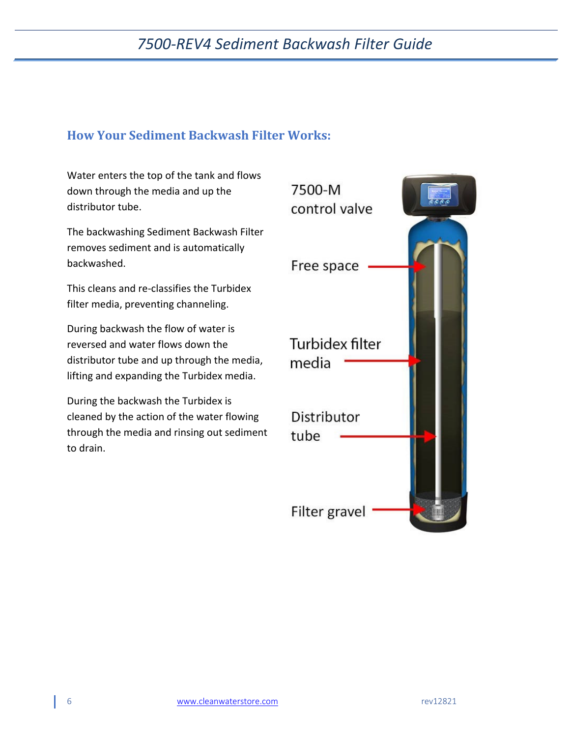## How Your Sediment Backwash Filter Works:

Water enters the top of the tank and flows down through the media and up the distributor tube.

The backwashing Sediment Backwash Filter removes sediment and is automatically backwashed.

This cleans and re-classifies the Turbidex filter media, preventing channeling.

During backwash the flow of water is reversed and water flows down the distributor tube and up through the media, lifting and expanding the Turbidex media.

During the backwash the Turbidex is cleaned by the action of the water flowing through the media and rinsing out sediment to drain.

7500-M control valve

Free space

Turbidex filter media

Distributor tube

Filter gravel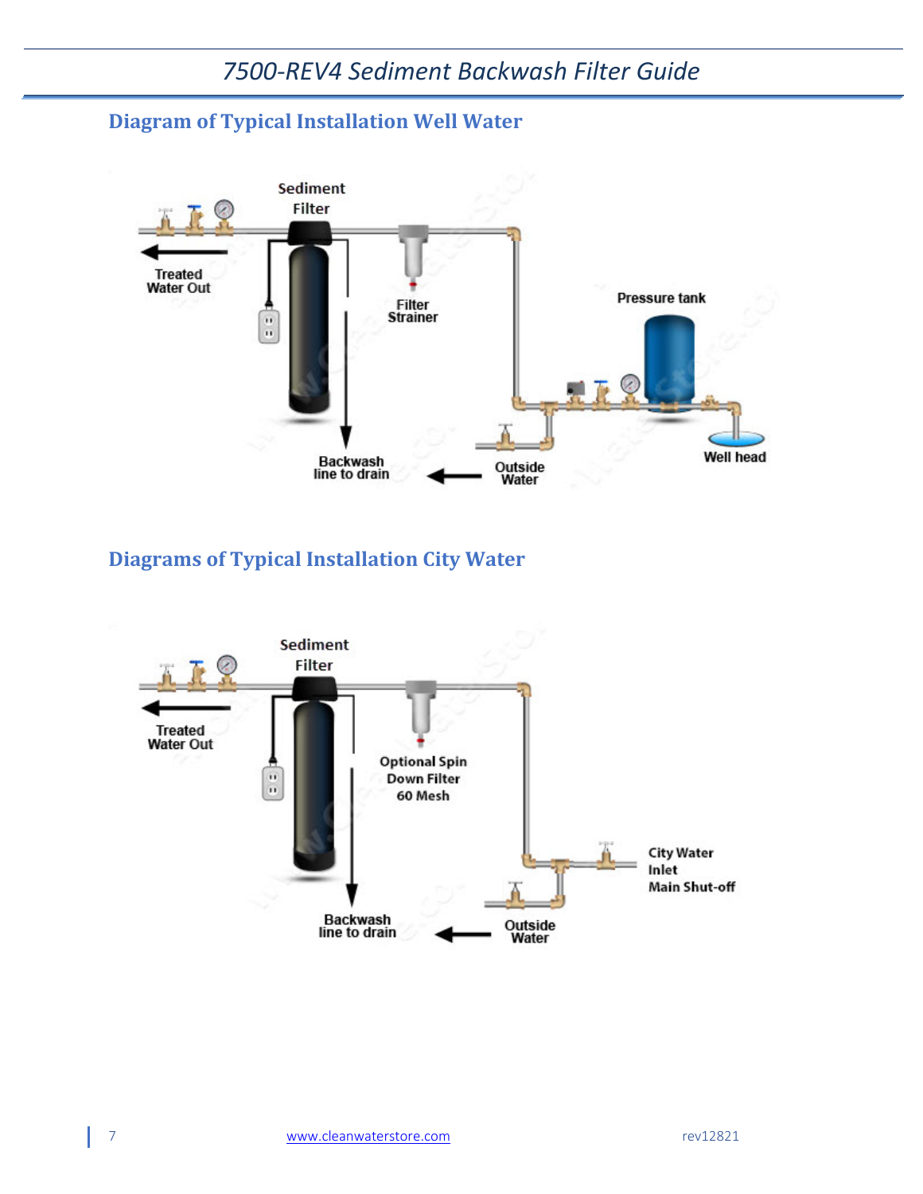## Diagram of Typical Installation Well Water

## Diagrams of Typical Installation City Water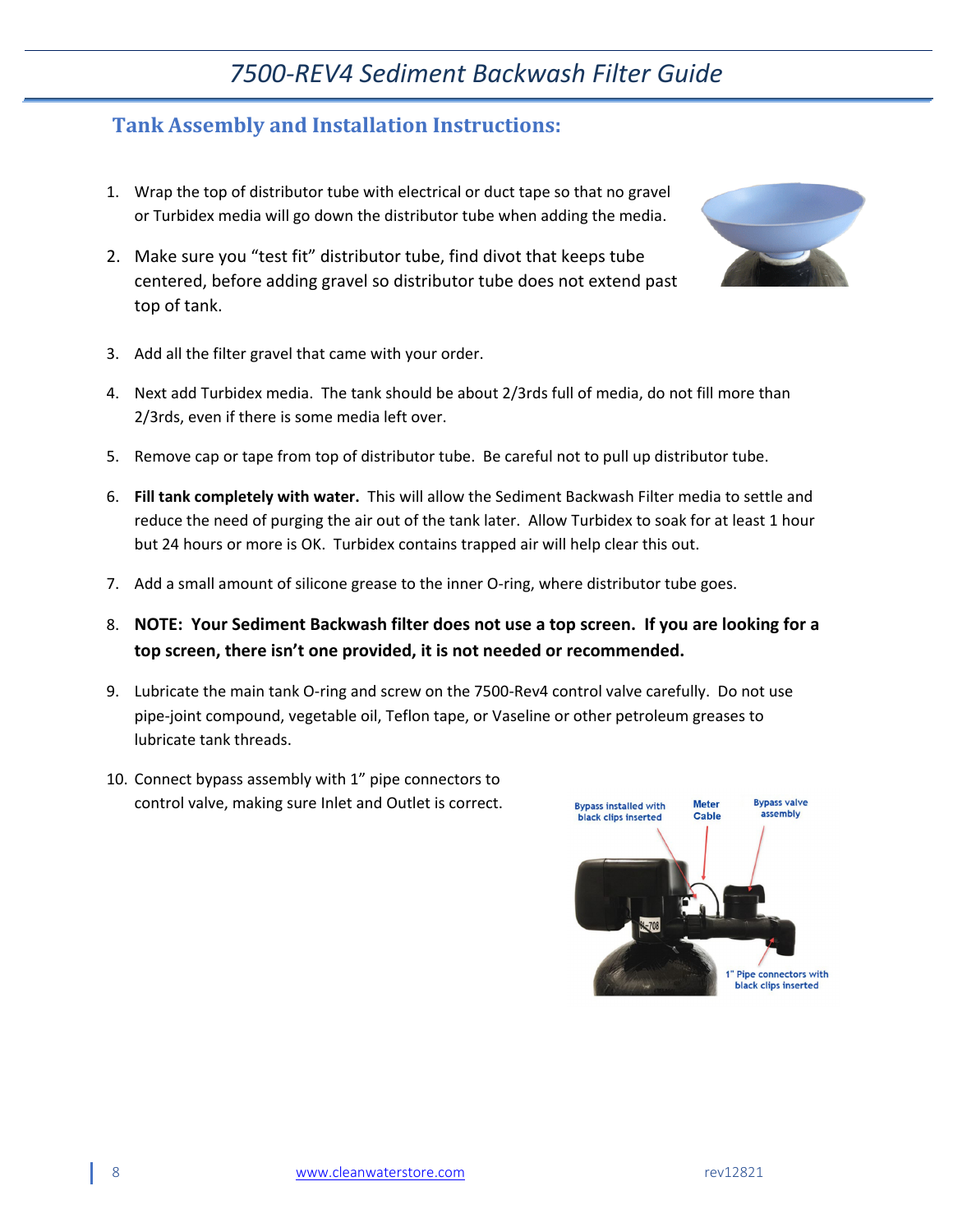## Tank Assembly and Installation Instructions:

1. Wrap the top of distributor tube with electrical or duct tape so that no gravel or Turbidex media will go down the distributor tube when adding the media.
2. Make sure you "test fit" distributor tube, find divot that keeps tube centered, before adding gravel so distributor tube does not extend past top of tank.
3. Add all the filter gravel that came with your order.
4. Next add Turbidex media. The tank should be about 2/3rds full of media, do not fill more than 2/3rds, even if there is some media left over.
5. Remove cap or tape from top of distributor tube. Be careful not to pull up distributor tube.
6. **Fill tank completely with water.** This will allow the Sediment Backwash Filter media to settle and reduce the need of purging the air out of the tank later. Allow Turbidex to soak for at least 1 hour but 24 hours or more is OK. Turbidex contains trapped air will help clear this out.
7. Add a small amount of silicone grease to the inner O-ring, where distributor tube goes.
8. **NOTE: Your Sediment Backwash filter does not use a top screen. If you are looking for a top screen, there isn't one provided, it is not needed or recommended.**
9. Lubricate the main tank O-ring and screw on the 7500-Rev4 control valve carefully. Do not use pipe-joint compound, vegetable oil, Teflon tape, or Vaseline or other petroleum greases to lubricate tank threads.
10. Connect bypass assembly with 1" pipe connectors to control valve, making sure Inlet and Outlet is correct.

Bypass installed with black clips inserted

Meter Cable

Bypass valve assembly

1" Pipe connectors with black clips inserted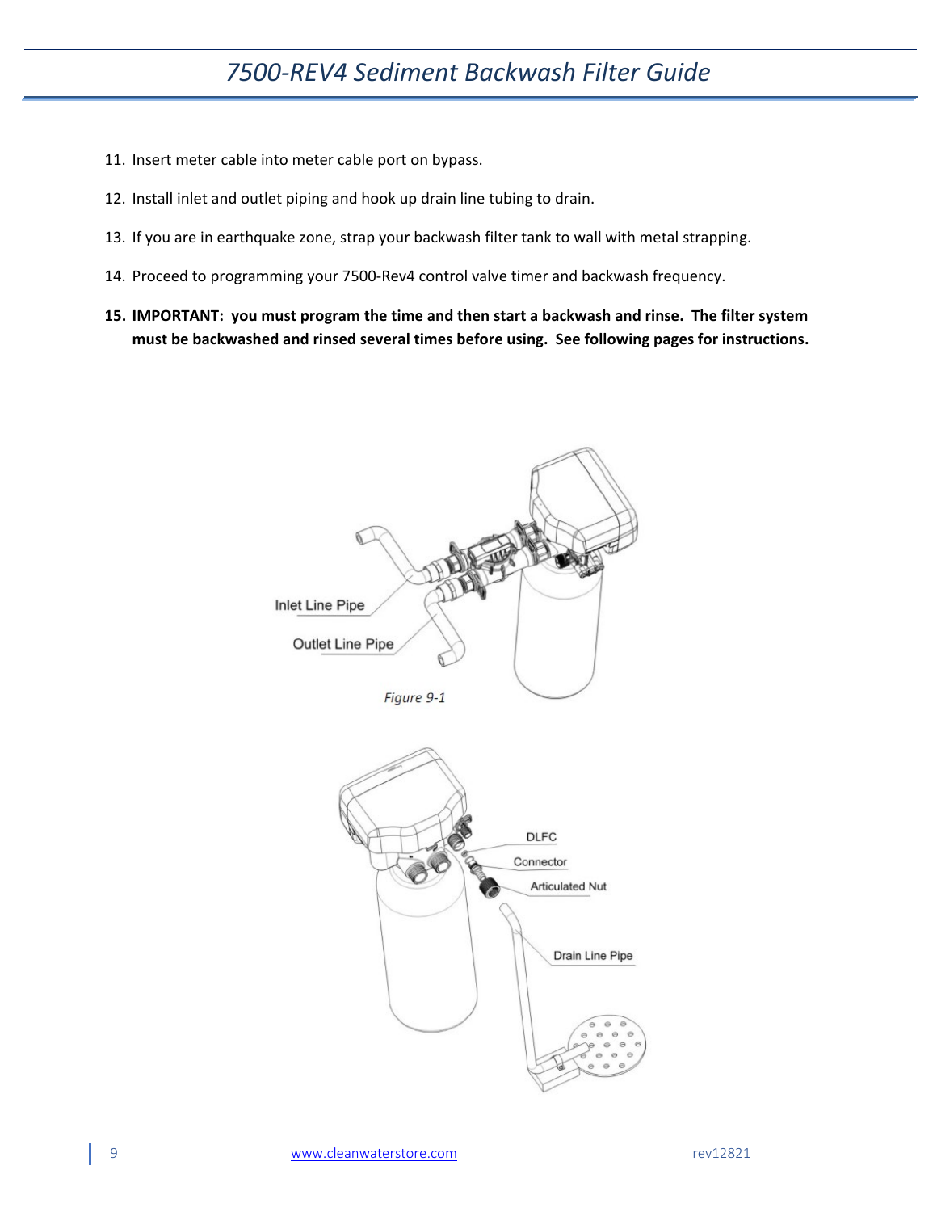11. Insert meter cable into meter cable port on bypass.
12. Install inlet and outlet piping and hook up drain line tubing to drain.
13. If you are in earthquake zone, strap your backwash filter tank to wall with metal strapping.
14. Proceed to programming your 7500-Rev4 control valve timer and backwash frequency.
15. **IMPORTANT: you must program the time and then start a backwash and rinse. The filter system must be backwashed and rinsed several times before using. See following pages for instructions.**

Inlet Line Pipe

Outlet Line Pipe

*Figure 9-1*

DLFC

Connector

Articulated Nut

Drain Line Pipe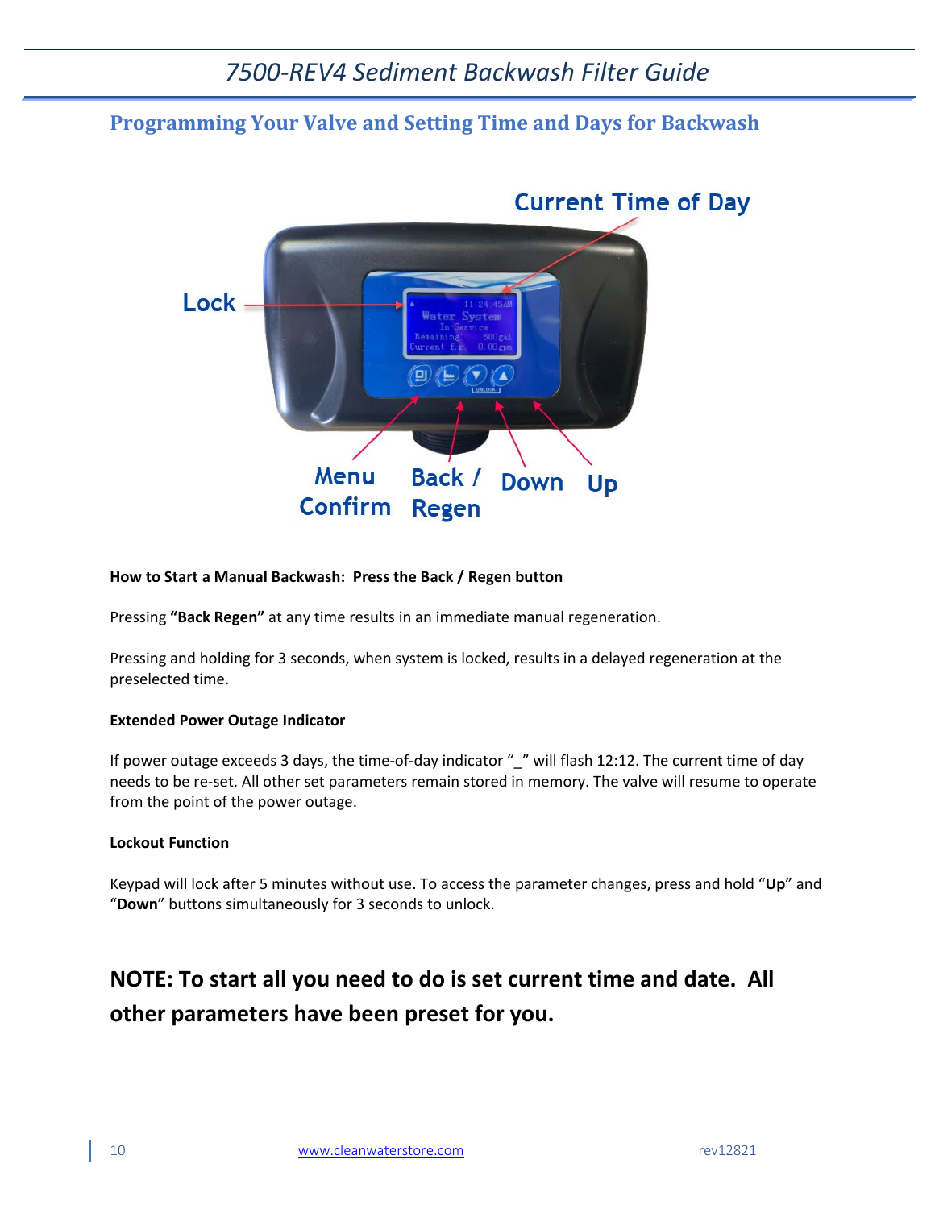## Programming Your Valve and Setting Time and Days for Backwash

**How to Start a Manual Backwash: Press the Back / Regen button**

Pressing **"Back Regen"** at any time results in an immediate manual regeneration.

Pressing and holding for 3 seconds, when system is locked, results in a delayed regeneration at the preselected time.

**Extended Power Outage Indicator**

If power outage exceeds 3 days, the time-of-day indicator "_" will flash 12:12. The current time of day needs to be re-set. All other set parameters remain stored in memory. The valve will resume to operate from the point of the power outage.

**Lockout Function**

Keypad will lock after 5 minutes without use. To access the parameter changes, press and hold "**Up**" and "**Down**" buttons simultaneously for 3 seconds to unlock.

### NOTE: To start all you need to do is set current time and date. All other parameters have been preset for you.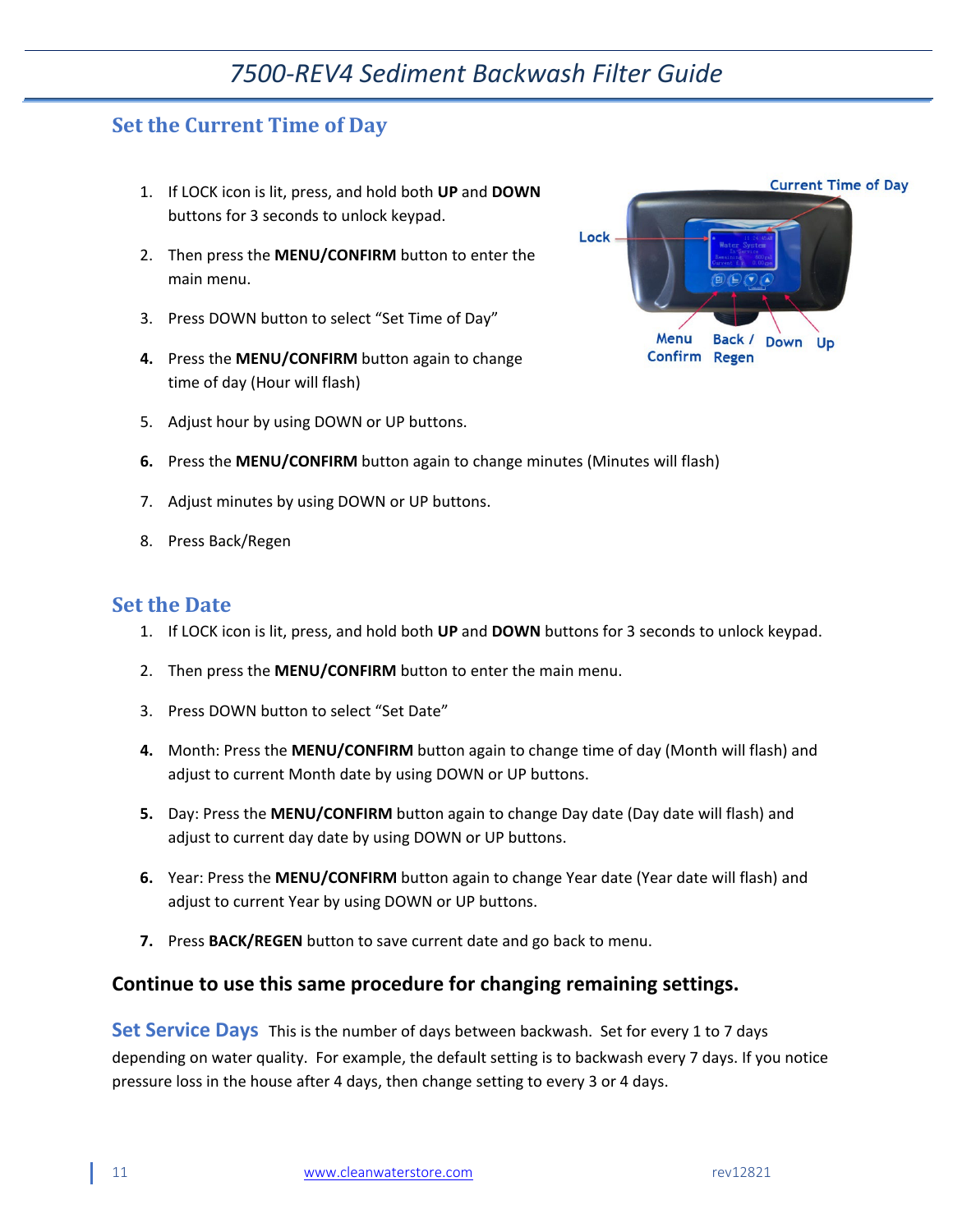## Set the Current Time of Day

1. If LOCK icon is lit, press, and hold both **UP** and **DOWN** buttons for 3 seconds to unlock keypad.
2. Then press the **MENU/CONFIRM** button to enter the main menu.
3. Press DOWN button to select "Set Time of Day"
4. Press the **MENU/CONFIRM** button again to change time of day (Hour will flash)
5. Adjust hour by using DOWN or UP buttons.
6. Press the **MENU/CONFIRM** button again to change minutes (Minutes will flash)
7. Adjust minutes by using DOWN or UP buttons.
8. Press Back/Regen

## Set the Date

1. If LOCK icon is lit, press, and hold both **UP** and **DOWN** buttons for 3 seconds to unlock keypad.
2. Then press the **MENU/CONFIRM** button to enter the main menu.
3. Press DOWN button to select "Set Date"
4. Month: Press the **MENU/CONFIRM** button again to change time of day (Month will flash) and adjust to current Month date by using DOWN or UP buttons.
5. Day: Press the **MENU/CONFIRM** button again to change Day date (Day date will flash) and adjust to current day date by using DOWN or UP buttons.
6. Year: Press the **MENU/CONFIRM** button again to change Year date (Year date will flash) and adjust to current Year by using DOWN or UP buttons.
7. Press **BACK/REGEN** button to save current date and go back to menu.

**Continue to use this same procedure for changing remaining settings.**

**Set Service Days** This is the number of days between backwash. Set for every 1 to 7 days depending on water quality. For example, the default setting is to backwash every 7 days. If you notice pressure loss in the house after 4 days, then change setting to every 3 or 4 days.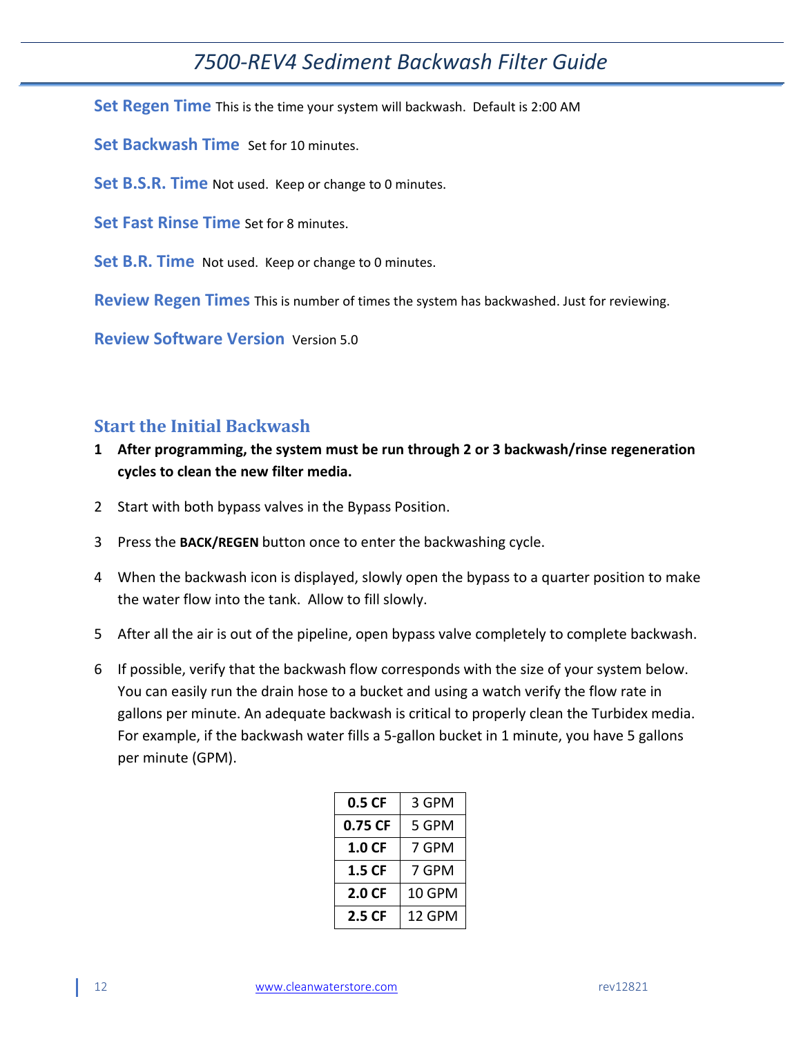**Set Regen Time** This is the time your system will backwash. Default is 2:00 AM

**Set Backwash Time** Set for 10 minutes.

**Set B.S.R. Time** Not used. Keep or change to 0 minutes.

**Set Fast Rinse Time** Set for 8 minutes.

**Set B.R. Time** Not used. Keep or change to 0 minutes.

**Review Regen Times** This is number of times the system has backwashed. Just for reviewing.

**Review Software Version** Version 5.0

## Start the Initial Backwash

1. **After programming, the system must be run through 2 or 3 backwash/rinse regeneration cycles to clean the new filter media.**
2. Start with both bypass valves in the Bypass Position.
3. Press the **BACK/REGEN** button once to enter the backwashing cycle.
4. When the backwash icon is displayed, slowly open the bypass to a quarter position to make the water flow into the tank. Allow to fill slowly.
5. After all the air is out of the pipeline, open bypass valve completely to complete backwash.
6. If possible, verify that the backwash flow corresponds with the size of your system below. You can easily run the drain hose to a bucket and using a watch verify the flow rate in gallons per minute. An adequate backwash is critical to properly clean the Turbidex media. For example, if the backwash water fills a 5-gallon bucket in 1 minute, you have 5 gallons per minute (GPM).

| | |
|---|---|
| **0.5 CF** | 3 GPM |
| **0.75 CF** | 5 GPM |
| **1.0 CF** | 7 GPM |
| **1.5 CF** | 7 GPM |
| **2.0 CF** | 10 GPM |
| **2.5 CF** | 12 GPM |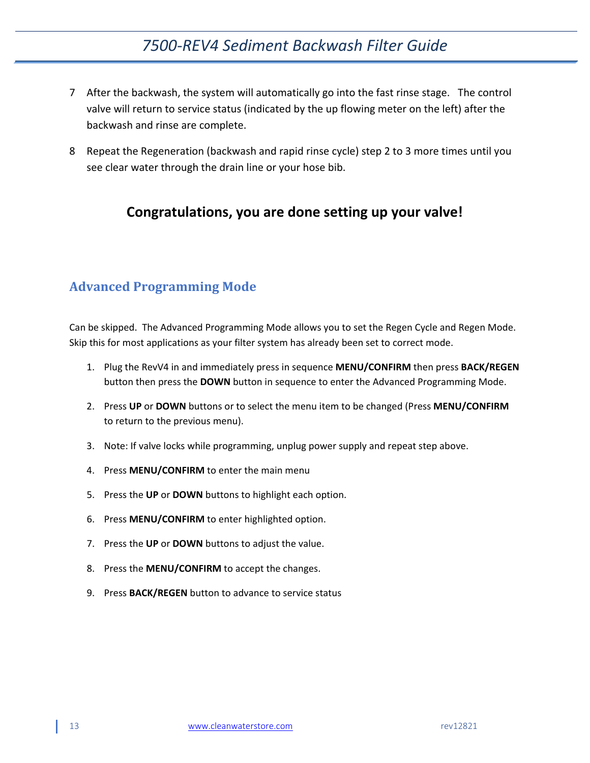7. After the backwash, the system will automatically go into the fast rinse stage. The control valve will return to service status (indicated by the up flowing meter on the left) after the backwash and rinse are complete.

8. Repeat the Regeneration (backwash and rapid rinse cycle) step 2 to 3 more times until you see clear water through the drain line or your hose bib.

### Congratulations, you are done setting up your valve!

## Advanced Programming Mode

Can be skipped. The Advanced Programming Mode allows you to set the Regen Cycle and Regen Mode. Skip this for most applications as your filter system has already been set to correct mode.

1. Plug the RevV4 in and immediately press in sequence **MENU/CONFIRM** then press **BACK/REGEN** button then press the **DOWN** button in sequence to enter the Advanced Programming Mode.
2. Press **UP** or **DOWN** buttons or to select the menu item to be changed (Press **MENU/CONFIRM** to return to the previous menu).
3. Note: If valve locks while programming, unplug power supply and repeat step above.
4. Press **MENU/CONFIRM** to enter the main menu
5. Press the **UP** or **DOWN** buttons to highlight each option.
6. Press **MENU/CONFIRM** to enter highlighted option.
7. Press the **UP** or **DOWN** buttons to adjust the value.
8. Press the **MENU/CONFIRM** to accept the changes.
9. Press **BACK/REGEN** button to advance to service status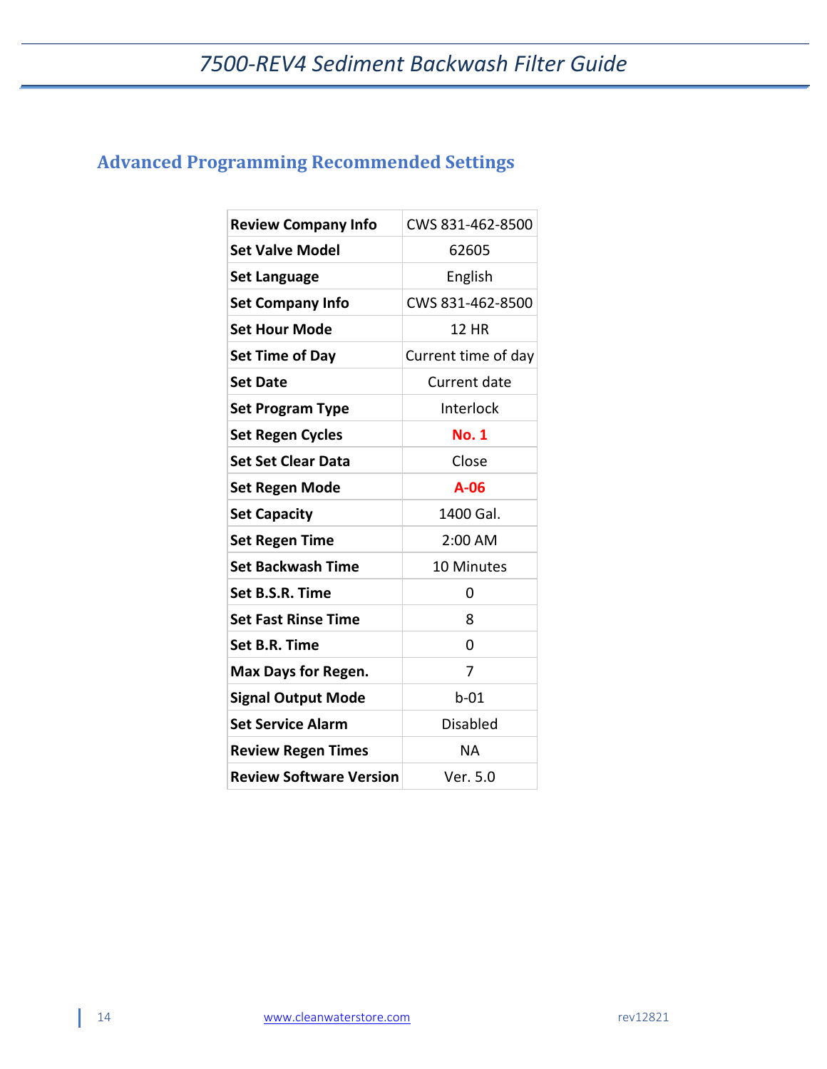## Advanced Programming Recommended Settings

| | |
|---|---|
| **Review Company Info** | CWS 831-462-8500 |
| **Set Valve Model** | 62605 |
| **Set Language** | English |
| **Set Company Info** | CWS 831-462-8500 |
| **Set Hour Mode** | 12 HR |
| **Set Time of Day** | Current time of day |
| **Set Date** | Current date |
| **Set Program Type** | Interlock |
| **Set Regen Cycles** | **No. 1** |
| **Set Set Clear Data** | Close |
| **Set Regen Mode** | **A-06** |
| **Set Capacity** | 1400 Gal. |
| **Set Regen Time** | 2:00 AM |
| **Set Backwash Time** | 10 Minutes |
| **Set B.S.R. Time** | 0 |
| **Set Fast Rinse Time** | 8 |
| **Set B.R. Time** | 0 |
| **Max Days for Regen.** | 7 |
| **Signal Output Mode** | b-01 |
| **Set Service Alarm** | Disabled |
| **Review Regen Times** | NA |
| **Review Software Version** | Ver. 5.0 |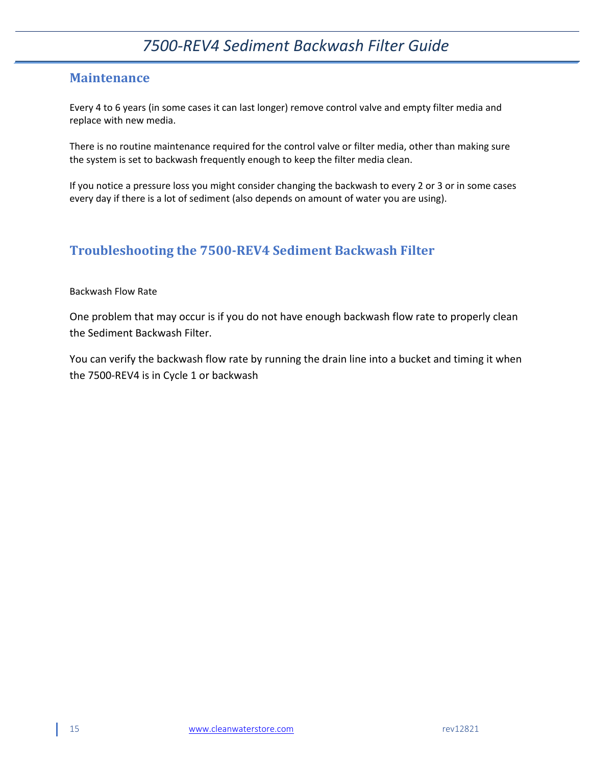## Maintenance

Every 4 to 6 years (in some cases it can last longer) remove control valve and empty filter media and replace with new media.

There is no routine maintenance required for the control valve or filter media, other than making sure the system is set to backwash frequently enough to keep the filter media clean.

If you notice a pressure loss you might consider changing the backwash to every 2 or 3 or in some cases every day if there is a lot of sediment (also depends on amount of water you are using).

## Troubleshooting the 7500-REV4 Sediment Backwash Filter

Backwash Flow Rate

One problem that may occur is if you do not have enough backwash flow rate to properly clean the Sediment Backwash Filter.

You can verify the backwash flow rate by running the drain line into a bucket and timing it when the 7500-REV4 is in Cycle 1 or backwash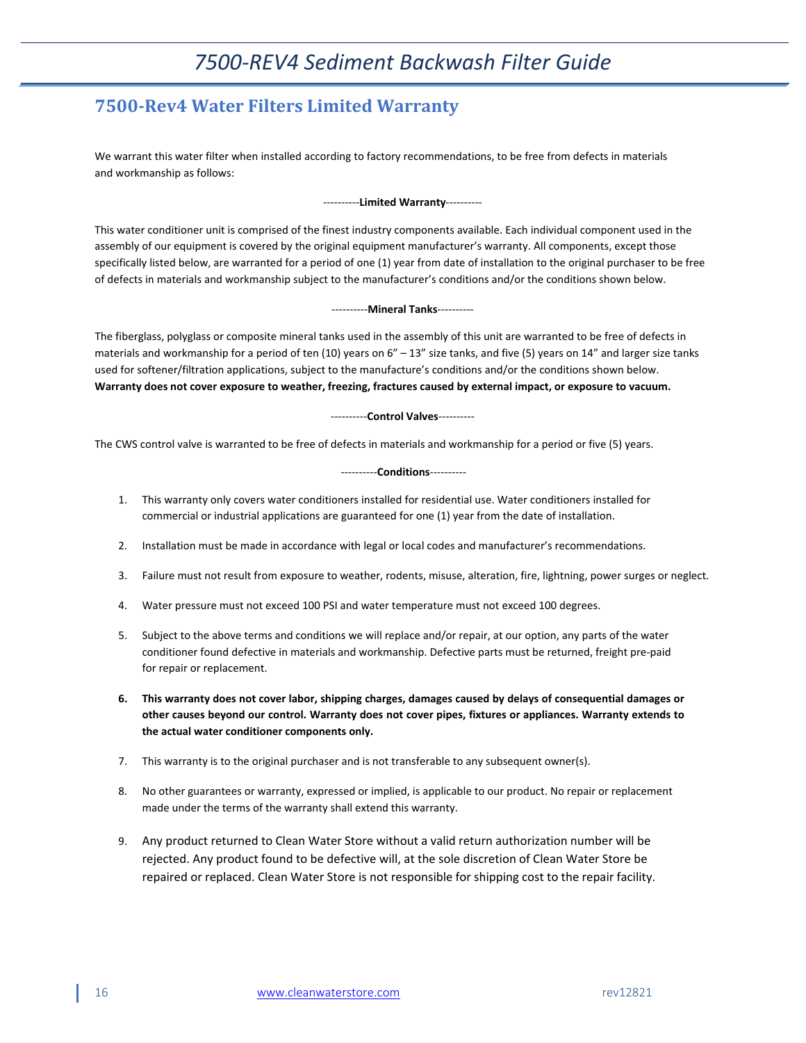## 7500-Rev4 Water Filters Limited Warranty

We warrant this water filter when installed according to factory recommendations, to be free from defects in materials and workmanship as follows:

----------**Limited Warranty**----------

This water conditioner unit is comprised of the finest industry components available. Each individual component used in the assembly of our equipment is covered by the original equipment manufacturer's warranty. All components, except those specifically listed below, are warranted for a period of one (1) year from date of installation to the original purchaser to be free of defects in materials and workmanship subject to the manufacturer's conditions and/or the conditions shown below.

----------**Mineral Tanks**----------

The fiberglass, polyglass or composite mineral tanks used in the assembly of this unit are warranted to be free of defects in materials and workmanship for a period of ten (10) years on 6" – 13" size tanks, and five (5) years on 14" and larger size tanks used for softener/filtration applications, subject to the manufacture's conditions and/or the conditions shown below. **Warranty does not cover exposure to weather, freezing, fractures caused by external impact, or exposure to vacuum.**

----------**Control Valves**----------

The CWS control valve is warranted to be free of defects in materials and workmanship for a period or five (5) years.

----------**Conditions**----------

1. This warranty only covers water conditioners installed for residential use. Water conditioners installed for commercial or industrial applications are guaranteed for one (1) year from the date of installation.

2. Installation must be made in accordance with legal or local codes and manufacturer's recommendations.

3. Failure must not result from exposure to weather, rodents, misuse, alteration, fire, lightning, power surges or neglect.

4. Water pressure must not exceed 100 PSI and water temperature must not exceed 100 degrees.

5. Subject to the above terms and conditions we will replace and/or repair, at our option, any parts of the water conditioner found defective in materials and workmanship. Defective parts must be returned, freight pre-paid for repair or replacement.

6. **This warranty does not cover labor, shipping charges, damages caused by delays of consequential damages or other causes beyond our control. Warranty does not cover pipes, fixtures or appliances. Warranty extends to the actual water conditioner components only.**

7. This warranty is to the original purchaser and is not transferable to any subsequent owner(s).

8. No other guarantees or warranty, expressed or implied, is applicable to our product. No repair or replacement made under the terms of the warranty shall extend this warranty.

9. Any product returned to Clean Water Store without a valid return authorization number will be rejected. Any product found to be defective will, at the sole discretion of Clean Water Store be repaired or replaced. Clean Water Store is not responsible for shipping cost to the repair facility.